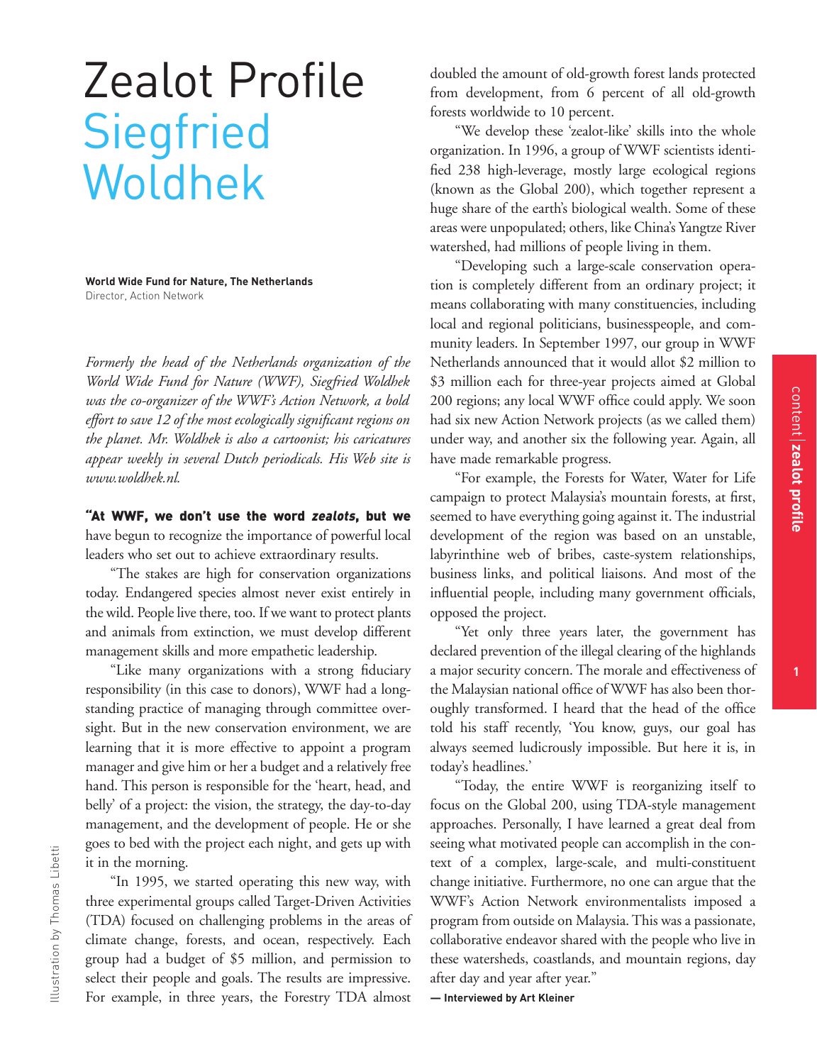# Zealot Profile
# Siegfried Woldhek

**World Wide Fund for Nature, The Netherlands**
Director, Action Network

*Formerly the head of the Netherlands organization of the World Wide Fund for Nature (WWF), Siegfried Woldhek was the co-organizer of the WWF's Action Network, a bold effort to save 12 of the most ecologically significant regions on the planet. Mr. Woldhek is also a cartoonist; his caricatures appear weekly in several Dutch periodicals. His Web site is www.woldhek.nl.*

**"At WWF, we don't use the word *zealots*, but we** have begun to recognize the importance of powerful local leaders who set out to achieve extraordinary results.

"The stakes are high for conservation organizations today. Endangered species almost never exist entirely in the wild. People live there, too. If we want to protect plants and animals from extinction, we must develop different management skills and more empathetic leadership.

"Like many organizations with a strong fiduciary responsibility (in this case to donors), WWF had a longstanding practice of managing through committee oversight. But in the new conservation environment, we are learning that it is more effective to appoint a program manager and give him or her a budget and a relatively free hand. This person is responsible for the 'heart, head, and belly' of a project: the vision, the strategy, the day-to-day management, and the development of people. He or she goes to bed with the project each night, and gets up with it in the morning.

"In 1995, we started operating this new way, with three experimental groups called Target-Driven Activities (TDA) focused on challenging problems in the areas of climate change, forests, and ocean, respectively. Each group had a budget of $5 million, and permission to select their people and goals. The results are impressive. For example, in three years, the Forestry TDA almost doubled the amount of old-growth forest lands protected from development, from 6 percent of all old-growth forests worldwide to 10 percent.

"We develop these 'zealot-like' skills into the whole organization. In 1996, a group of WWF scientists identified 238 high-leverage, mostly large ecological regions (known as the Global 200), which together represent a huge share of the earth's biological wealth. Some of these areas were unpopulated; others, like China's Yangtze River watershed, had millions of people living in them.

"Developing such a large-scale conservation operation is completely different from an ordinary project; it means collaborating with many constituencies, including local and regional politicians, businesspeople, and community leaders. In September 1997, our group in WWF Netherlands announced that it would allot $2 million to $3 million each for three-year projects aimed at Global 200 regions; any local WWF office could apply. We soon had six new Action Network projects (as we called them) under way, and another six the following year. Again, all have made remarkable progress.

"For example, the Forests for Water, Water for Life campaign to protect Malaysia's mountain forests, at first, seemed to have everything going against it. The industrial development of the region was based on an unstable, labyrinthine web of bribes, caste-system relationships, business links, and political liaisons. And most of the influential people, including many government officials, opposed the project.

"Yet only three years later, the government has declared prevention of the illegal clearing of the highlands a major security concern. The morale and effectiveness of the Malaysian national office of WWF has also been thoroughly transformed. I heard that the head of the office told his staff recently, 'You know, guys, our goal has always seemed ludicrously impossible. But here it is, in today's headlines.'

"Today, the entire WWF is reorganizing itself to focus on the Global 200, using TDA-style management approaches. Personally, I have learned a great deal from seeing what motivated people can accomplish in the context of a complex, large-scale, and multi-constituent change initiative. Furthermore, no one can argue that the WWF's Action Network environmentalists imposed a program from outside on Malaysia. This was a passionate, collaborative endeavor shared with the people who live in these watersheds, coastlands, and mountain regions, day after day and year after year."

**— Interviewed by Art Kleiner**

Illustration by Thomas Libetti